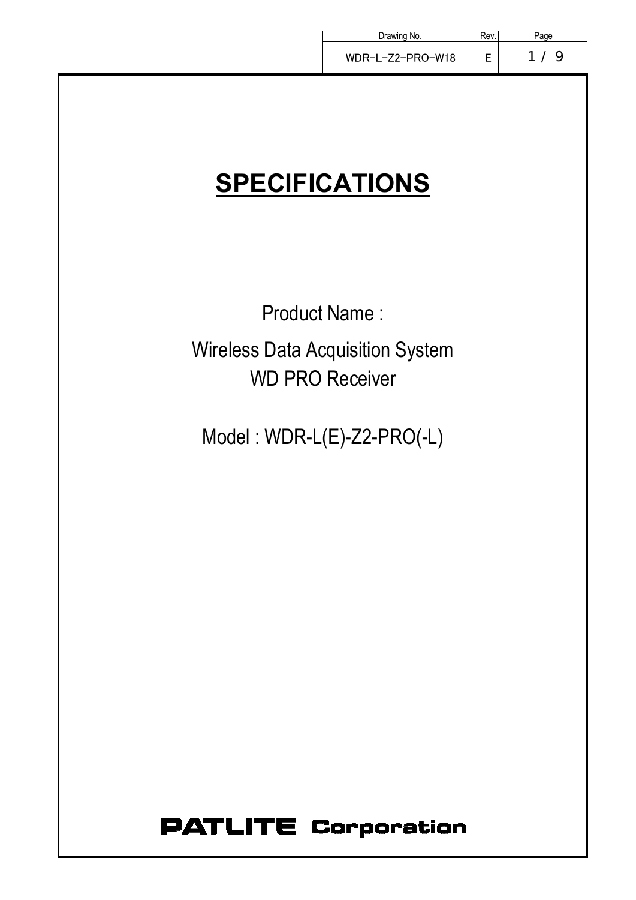| Drawing No. | Rev. |
| --- | --- |
| WDR-L-Z2-PRO-W18 | E |

# SPECIFICATIONS

Product Name :

Wireless Data Acquisition System
WD PRO Receiver

Model : WDR-L(E)-Z2-PRO(-L)

PATLITE Corporation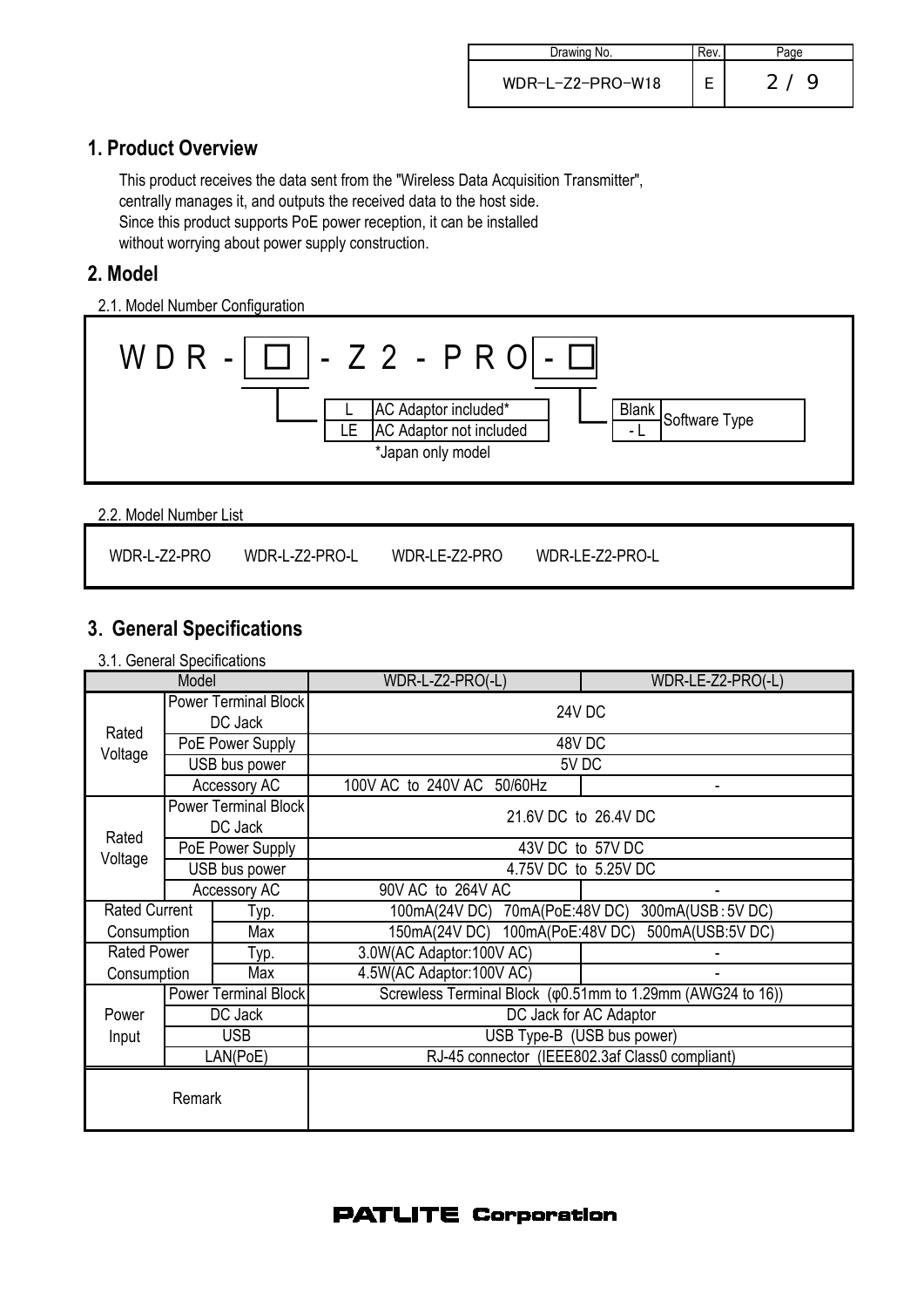## 1. Product Overview

This product receives the data sent from the "Wireless Data Acquisition Transmitter", centrally manages it, and outputs the received data to the host side.
Since this product supports PoE power reception, it can be installed without worrying about power supply construction.

## 2. Model

2.1. Model Number Configuration

W D R - ☐ - Z 2 - P R O - ☐

| | |
|---|---|
| L | AC Adaptor included* |
| LE | AC Adaptor not included |

*Japan only model

| | |
|---|---|
| Blank / - L | Software Type |

2.2. Model Number List

WDR-L-Z2-PRO　　WDR-L-Z2-PRO-L　　WDR-LE-Z2-PRO　　WDR-LE-Z2-PRO-L

## 3. General Specifications

3.1. General Specifications

| Model | | WDR-L-Z2-PRO(-L) | WDR-LE-Z2-PRO(-L) |
|---|---|---|---|
| Rated Voltage | Power Terminal Block DC Jack | 24V DC | |
| | PoE Power Supply | 48V DC | |
| | USB bus power | 5V DC | |
| | Accessory AC | 100V AC to 240V AC 50/60Hz | - |
| Rated Voltage | Power Terminal Block DC Jack | 21.6V DC to 26.4V DC | |
| | PoE Power Supply | 43V DC to 57V DC | |
| | USB bus power | 4.75V DC to 5.25V DC | |
| | Accessory AC | 90V AC to 264V AC | - |
| Rated Current Consumption | Typ. | 100mA(24V DC) 70mA(PoE:48V DC) 300mA(USB：5V DC) | |
| | Max | 150mA(24V DC) 100mA(PoE:48V DC) 500mA(USB:5V DC) | |
| Rated Power Consumption | Typ. | 3.0W(AC Adaptor:100V AC) | - |
| | Max | 4.5W(AC Adaptor:100V AC) | - |
| Power Input | Power Terminal Block | Screwless Terminal Block (φ0.51mm to 1.29mm (AWG24 to 16)) | |
| | DC Jack | DC Jack for AC Adaptor | |
| | USB | USB Type-B (USB bus power) | |
| | LAN(PoE) | RJ-45 connector (IEEE802.3af Class0 compliant) | |
| Remark | | | |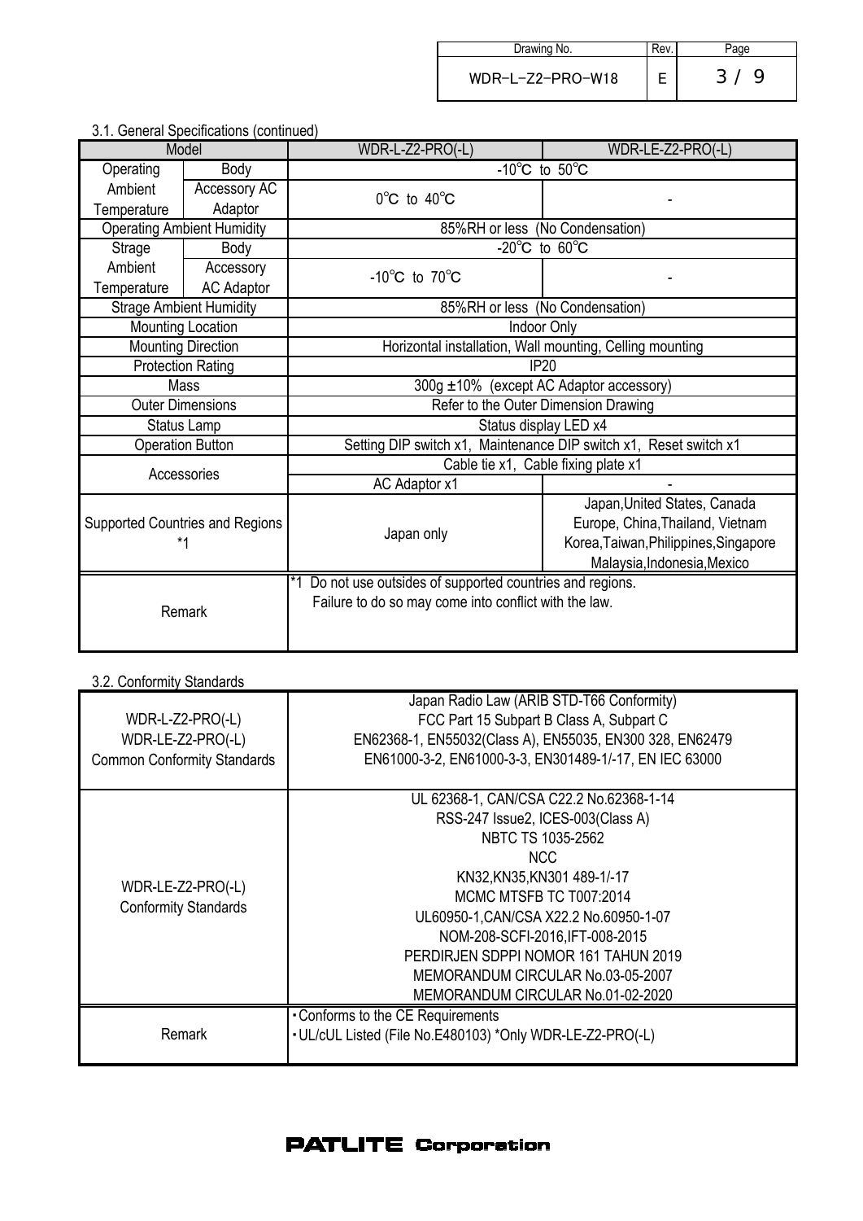3.1. General Specifications (continued)

| Model | | WDR-L-Z2-PRO(-L) | WDR-LE-Z2-PRO(-L) |
|---|---|---|---|
| Operating Ambient Temperature | Body | -10℃ to 50℃ | |
| | Accessory AC Adaptor | 0℃ to 40℃ | - |
| Operating Ambient Humidity | | 85%RH or less (No Condensation) | |
| Strage Ambient Temperature | Body | -20℃ to 60℃ | |
| | Accessory AC Adaptor | -10℃ to 70℃ | - |
| Strage Ambient Humidity | | 85%RH or less (No Condensation) | |
| Mounting Location | | Indoor Only | |
| Mounting Direction | | Horizontal installation, Wall mounting, Celling mounting | |
| Protection Rating | | IP20 | |
| Mass | | 300g ±10% (except AC Adaptor accessory) | |
| Outer Dimensions | | Refer to the Outer Dimension Drawing | |
| Status Lamp | | Status display LED x4 | |
| Operation Button | | Setting DIP switch x1, Maintenance DIP switch x1, Reset switch x1 | |
| Accessories | | Cable tie x1, Cable fixing plate x1 | |
| | | AC Adaptor x1 | - |
| Supported Countries and Regions *1 | | Japan only | Japan, United States, Canada Europe, China, Thailand, Vietnam Korea, Taiwan, Philippines, Singapore Malaysia, Indonesia, Mexico |
| Remark | | *1 Do not use outsides of supported countries and regions. Failure to do so may come into conflict with the law. | |

3.2. Conformity Standards

| | |
|---|---|
| WDR-L-Z2-PRO(-L) WDR-LE-Z2-PRO(-L) Common Conformity Standards | Japan Radio Law (ARIB STD-T66 Conformity) FCC Part 15 Subpart B Class A, Subpart C EN62368-1, EN55032(Class A), EN55035, EN300 328, EN62479 EN61000-3-2, EN61000-3-3, EN301489-1/-17, EN IEC 63000 |
| WDR-LE-Z2-PRO(-L) Conformity Standards | UL 62368-1, CAN/CSA C22.2 No.62368-1-14 RSS-247 Issue2, ICES-003(Class A) NBTC TS 1035-2562 NCC KN32,KN35,KN301 489-1/-17 MCMC MTSFB TC T007:2014 UL60950-1,CAN/CSA X22.2 No.60950-1-07 NOM-208-SCFI-2016,IFT-008-2015 PERDIRJEN SDPPI NOMOR 161 TAHUN 2019 MEMORANDUM CIRCULAR No.03-05-2007 MEMORANDUM CIRCULAR No.01-02-2020 |
| Remark | ・Conforms to the CE Requirements ・UL/cUL Listed (File No.E480103) *Only WDR-LE-Z2-PRO(-L) |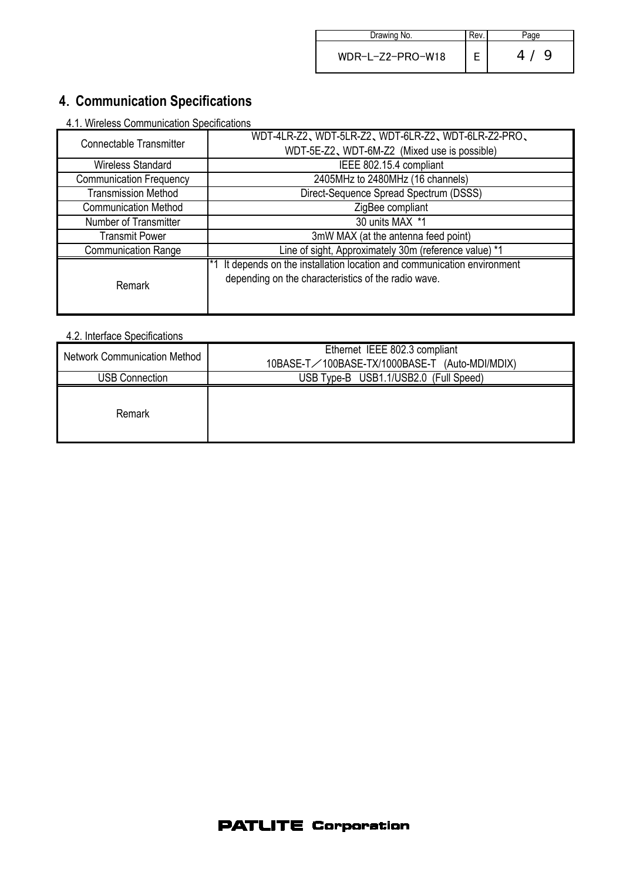## 4. Communication Specifications

4.1. Wireless Communication Specifications

| Connectable Transmitter | WDT-4LR-Z2、WDT-5LR-Z2、WDT-6LR-Z2、WDT-6LR-Z2-PRO、 WDT-5E-Z2、WDT-6M-Z2 (Mixed use is possible) |
|---|---|
| Wireless Standard | IEEE 802.15.4 compliant |
| Communication Frequency | 2405MHz to 2480MHz (16 channels) |
| Transmission Method | Direct-Sequence Spread Spectrum (DSSS) |
| Communication Method | ZigBee compliant |
| Number of Transmitter | 30 units MAX *1 |
| Transmit Power | 3mW MAX (at the antenna feed point) |
| Communication Range | Line of sight, Approximately 30m (reference value) *1 |
| Remark | *1 It depends on the installation location and communication environment depending on the characteristics of the radio wave. |

4.2. Interface Specifications

| Network Communication Method | Ethernet IEEE 802.3 compliant 10BASE-T／100BASE-TX/1000BASE-T (Auto-MDI/MDIX) |
|---|---|
| USB Connection | USB Type-B USB1.1/USB2.0 (Full Speed) |
| Remark | |

PATLITE Corporation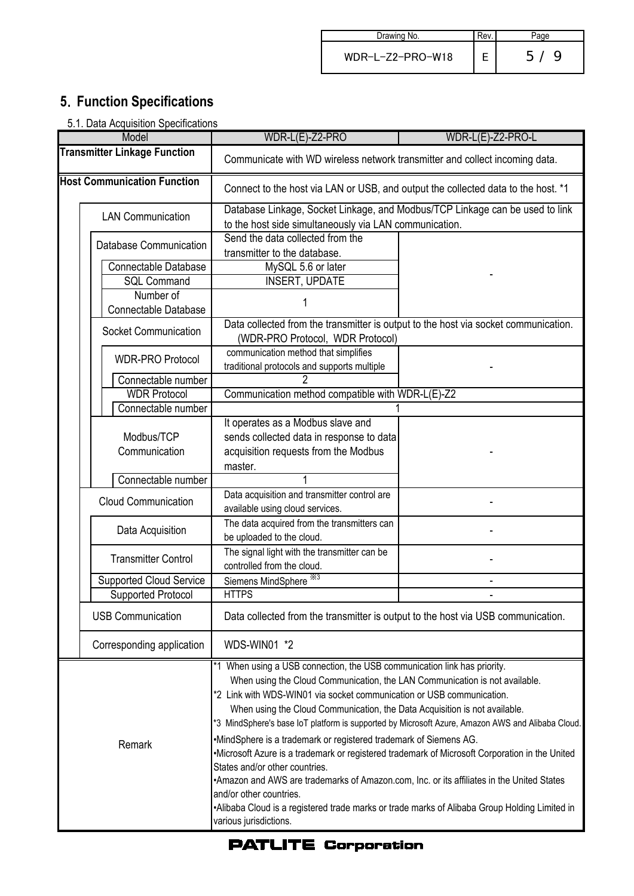## 5. Function Specifications

5.1. Data Acquisition Specifications

| Model | | | WDR-L(E)-Z2-PRO | WDR-L(E)-Z2-PRO-L |
|---|---|---|---|---|
| **Transmitter Linkage Function** | | | Communicate with WD wireless network transmitter and collect incoming data. | |
| **Host Communication Function** | | | Connect to the host via LAN or USB, and output the collected data to the host. *1 | |
| | LAN Communication | | Database Linkage, Socket Linkage, and Modbus/TCP Linkage can be used to link to the host side simultaneously via LAN communication. | |
| | | Database Communication | Send the data collected from the transmitter to the database. | - |
| | | Connectable Database | MySQL 5.6 or later | |
| | | SQL Command | INSERT, UPDATE | |
| | | Number of Connectable Database | 1 | |
| | | Socket Communication | Data collected from the transmitter is output to the host via socket communication. (WDR-PRO Protocol, WDR Protocol) | |
| | | WDR-PRO Protocol | communication method that simplifies traditional protocols and supports multiple | - |
| | | Connectable number | 2 | |
| | | WDR Protocol | Communication method compatible with WDR-L(E)-Z2 | |
| | | Connectable number | 1 | |
| | | Modbus/TCP Communication | It operates as a Modbus slave and sends collected data in response to data acquisition requests from the Modbus master. | - |
| | | Connectable number | 1 | |
| | Cloud Communication | | Data acquisition and transmitter control are available using cloud services. | - |
| | | Data Acquisition | The data acquired from the transmitters can be uploaded to the cloud. | - |
| | | Transmitter Control | The signal light with the transmitter can be controlled from the cloud. | - |
| | | Supported Cloud Service | Siemens MindSphere ※3 | - |
| | | Supported Protocol | HTTPS | - |
| | USB Communication | | Data collected from the transmitter is output to the host via USB communication. | |
| | Corresponding application | | WDS-WIN01 *2 | |
| Remark | | | *1 When using a USB connection, the USB communication link has priority.<br>When using the Cloud Communication, the LAN Communication is not available.<br>*2 Link with WDS-WIN01 via socket communication or USB communication.<br>When using the Cloud Communication, the Data Acquisition is not available.<br>*3 MindSphere's base IoT platform is supported by Microsoft Azure, Amazon AWS and Alibaba Cloud.<br>•MindSphere is a trademark or registered trademark of Siemens AG.<br>•Microsoft Azure is a trademark or registered trademark of Microsoft Corporation in the United States and/or other countries.<br>•Amazon and AWS are trademarks of Amazon.com, Inc. or its affiliates in the United States and/or other countries.<br>•Alibaba Cloud is a registered trade marks or trade marks of Alibaba Group Holding Limited in various jurisdictions. | |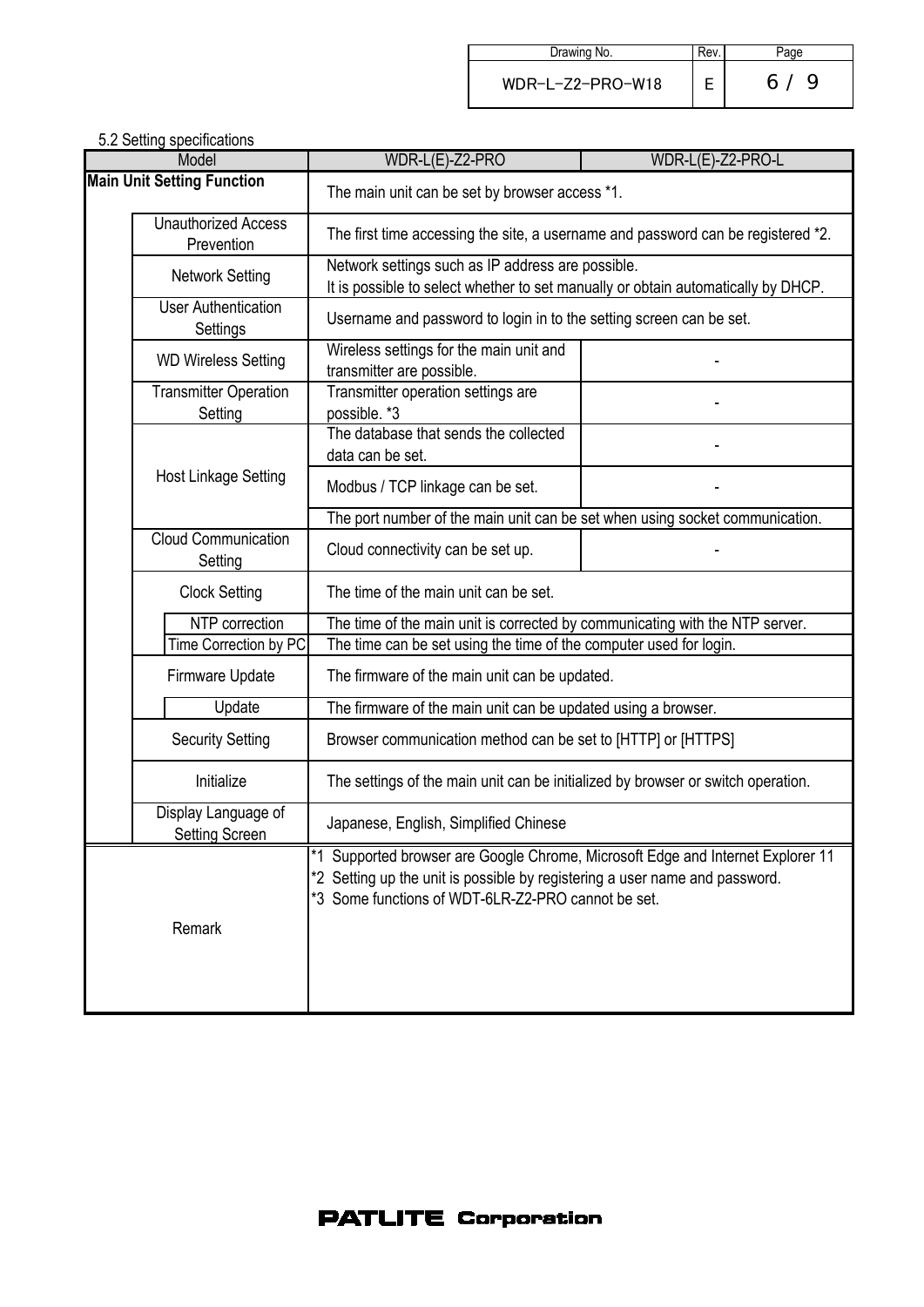5.2 Setting specifications

| Model | | | WDR-L(E)-Z2-PRO | WDR-L(E)-Z2-PRO-L |
|---|---|---|---|---|
| **Main Unit Setting Function** | | | The main unit can be set by browser access *1. | |
| | Unauthorized Access Prevention | | The first time accessing the site, a username and password can be registered *2. | |
| | Network Setting | | Network settings such as IP address are possible.<br>It is possible to select whether to set manually or obtain automatically by DHCP. | |
| | User Authentication Settings | | Username and password to login in to the setting screen can be set. | |
| | WD Wireless Setting | | Wireless settings for the main unit and transmitter are possible. | - |
| | Transmitter Operation Setting | | Transmitter operation settings are possible. *3 | - |
| | Host Linkage Setting | | The database that sends the collected data can be set. | - |
| | | | Modbus / TCP linkage can be set. | - |
| | | | The port number of the main unit can be set when using socket communication. | |
| | Cloud Communication Setting | | Cloud connectivity can be set up. | - |
| | Clock Setting | | The time of the main unit can be set. | |
| | | NTP correction | The time of the main unit is corrected by communicating with the NTP server. | |
| | | Time Correction by PC | The time can be set using the time of the computer used for login. | |
| | Firmware Update | | The firmware of the main unit can be updated. | |
| | | Update | The firmware of the main unit can be updated using a browser. | |
| | Security Setting | | Browser communication method can be set to [HTTP] or [HTTPS] | |
| | Initialize | | The settings of the main unit can be initialized by browser or switch operation. | |
| | Display Language of Setting Screen | | Japanese, English, Simplified Chinese | |
| Remark | | | *1 Supported browser are Google Chrome, Microsoft Edge and Internet Explorer 11<br>*2 Setting up the unit is possible by registering a user name and password.<br>*3 Some functions of WDT-6LR-Z2-PRO cannot be set. | |

PATLITE Corporation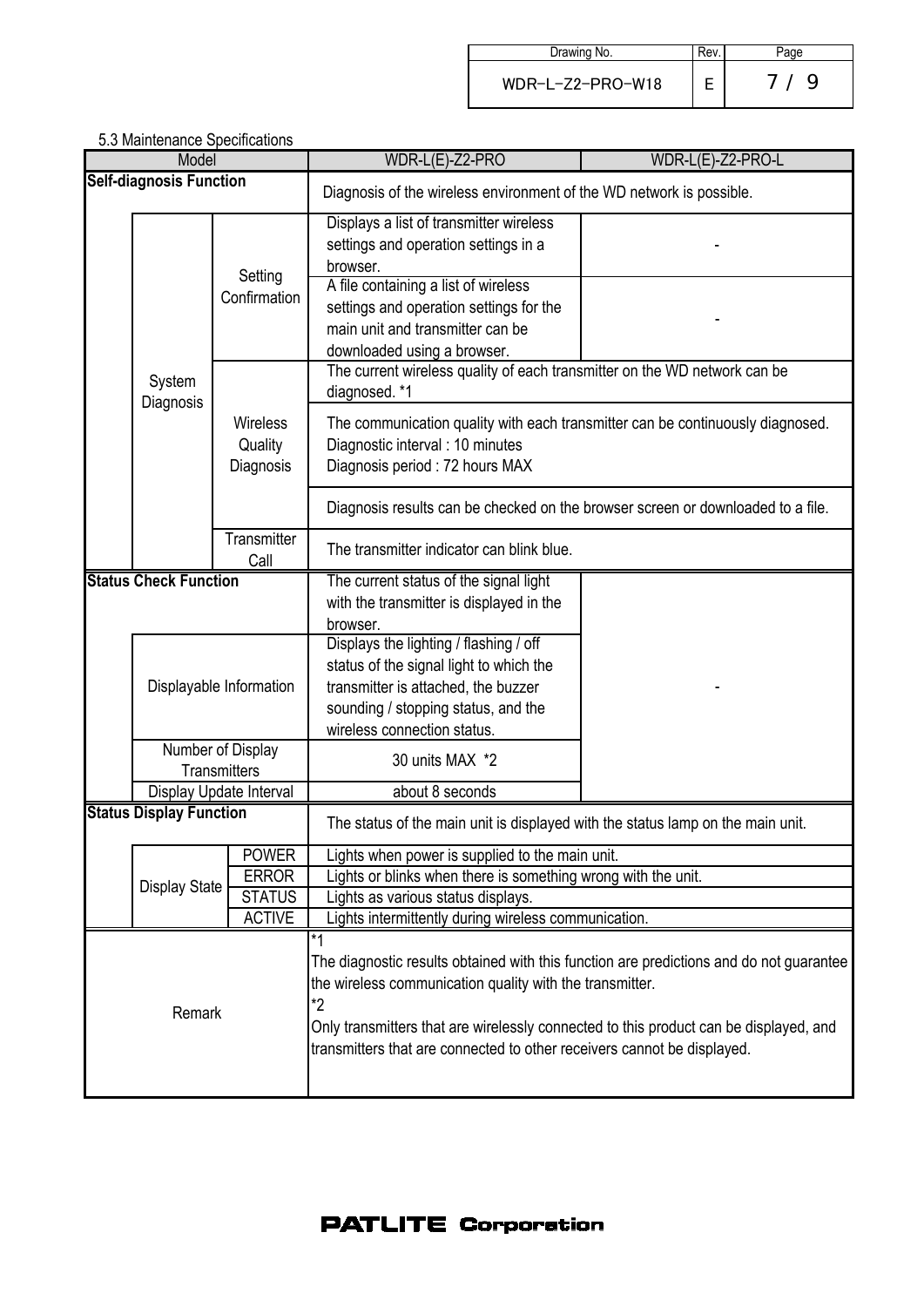5.3 Maintenance Specifications

| Model | | | WDR-L(E)-Z2-PRO | WDR-L(E)-Z2-PRO-L |
|---|---|---|---|---|
| **Self-diagnosis Function** | | | Diagnosis of the wireless environment of the WD network is possible. | |
| | System Diagnosis | Setting Confirmation | Displays a list of transmitter wireless settings and operation settings in a browser. | - |
| | | | A file containing a list of wireless settings and operation settings for the main unit and transmitter can be downloaded using a browser. | - |
| | | Wireless Quality Diagnosis | The current wireless quality of each transmitter on the WD network can be diagnosed. *1 | |
| | | | The communication quality with each transmitter can be continuously diagnosed.<br>Diagnostic interval : 10 minutes<br>Diagnosis period : 72 hours MAX | |
| | | | Diagnosis results can be checked on the browser screen or downloaded to a file. | |
| | | Transmitter Call | The transmitter indicator can blink blue. | |
| **Status Check Function** | | | The current status of the signal light with the transmitter is displayed in the browser. | - |
| | Displayable Information | | Displays the lighting / flashing / off status of the signal light to which the transmitter is attached, the buzzer sounding / stopping status, and the wireless connection status. | |
| | Number of Display Transmitters | | 30 units MAX *2 | |
| | Display Update Interval | | about 8 seconds | |
| **Status Display Function** | | | The status of the main unit is displayed with the status lamp on the main unit. | |
| | Display State | POWER | Lights when power is supplied to the main unit. | |
| | | ERROR | Lights or blinks when there is something wrong with the unit. | |
| | | STATUS | Lights as various status displays. | |
| | | ACTIVE | Lights intermittently during wireless communication. | |
| Remark | | | *1<br>The diagnostic results obtained with this function are predictions and do not guarantee the wireless communication quality with the transmitter.<br>*2<br>Only transmitters that are wirelessly connected to this product can be displayed, and transmitters that are connected to other receivers cannot be displayed. | |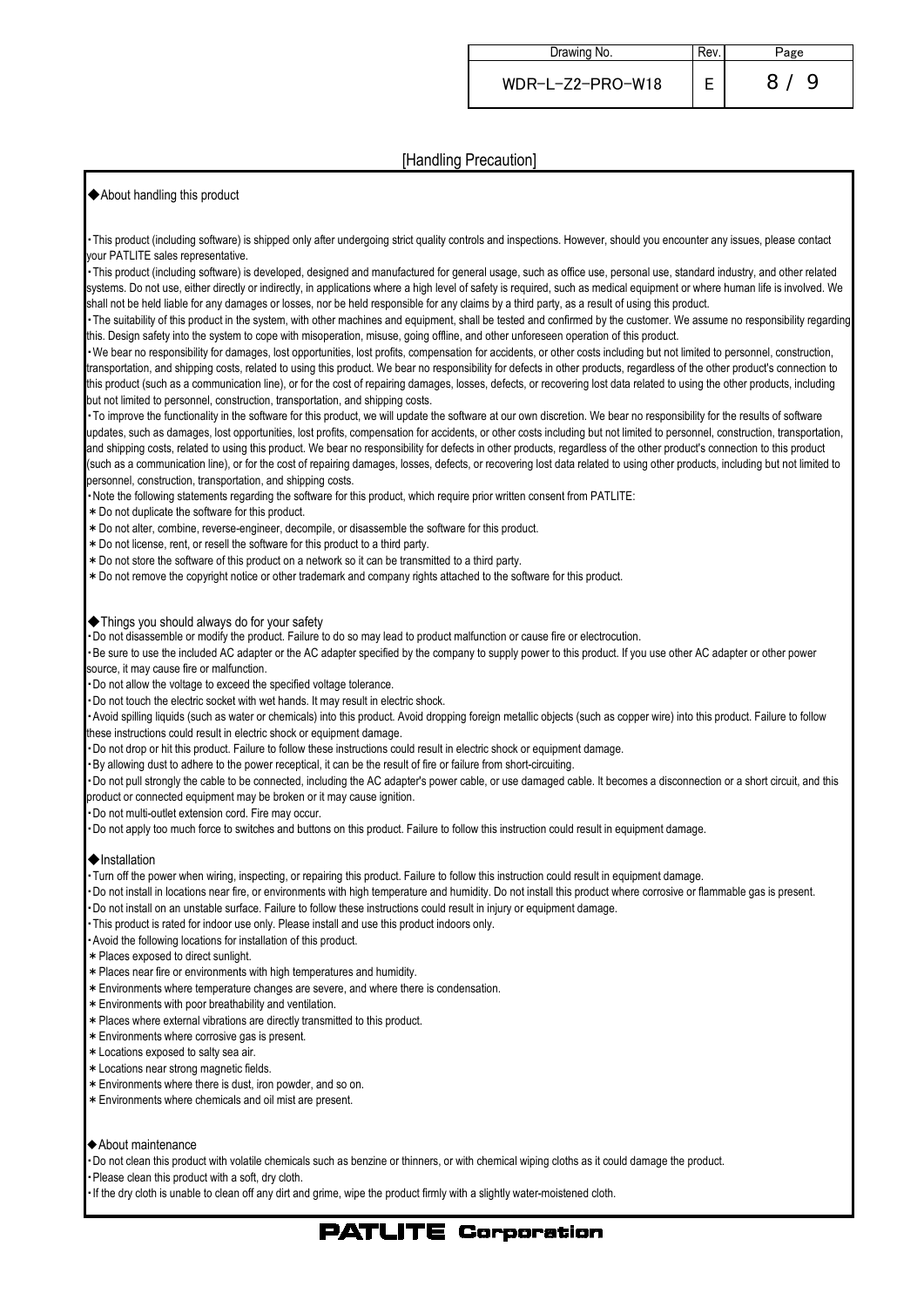# [Handling Precaution]

## ◆About handling this product

・This product (including software) is shipped only after undergoing strict quality controls and inspections. However, should you encounter any issues, please contact your PATLITE sales representative.

・This product (including software) is developed, designed and manufactured for general usage, such as office use, personal use, standard industry, and other related systems. Do not use, either directly or indirectly, in applications where a high level of safety is required, such as medical equipment or where human life is involved. We shall not be held liable for any damages or losses, nor be held responsible for any claims by a third party, as a result of using this product.

・The suitability of this product in the system, with other machines and equipment, shall be tested and confirmed by the customer. We assume no responsibility regarding this. Design safety into the system to cope with misoperation, misuse, going offline, and other unforeseen operation of this product.

・We bear no responsibility for damages, lost opportunities, lost profits, compensation for accidents, or other costs including but not limited to personnel, construction, transportation, and shipping costs, related to using this product. We bear no responsibility for defects in other products, regardless of the other product's connection to this product (such as a communication line), or for the cost of repairing damages, losses, defects, or recovering lost data related to using the other products, including but not limited to personnel, construction, transportation, and shipping costs.

・To improve the functionality in the software for this product, we will update the software at our own discretion. We bear no responsibility for the results of software updates, such as damages, lost opportunities, lost profits, compensation for accidents, or other costs including but not limited to personnel, construction, transportation, and shipping costs, related to using this product. We bear no responsibility for defects in other products, regardless of the other product's connection to this product (such as a communication line), or for the cost of repairing damages, losses, defects, or recovering lost data related to using other products, including but not limited to personnel, construction, transportation, and shipping costs.

・Note the following statements regarding the software for this product, which require prior written consent from PATLITE:

＊Do not duplicate the software for this product.
＊Do not alter, combine, reverse-engineer, decompile, or disassemble the software for this product.
＊Do not license, rent, or resell the software for this product to a third party.
＊Do not store the software of this product on a network so it can be transmitted to a third party.
＊Do not remove the copyright notice or other trademark and company rights attached to the software for this product.

## ◆Things you should always do for your safety

・Do not disassemble or modify the product. Failure to do so may lead to product malfunction or cause fire or electrocution.

・Be sure to use the included AC adapter or the AC adapter specified by the company to supply power to this product. If you use other AC adapter or other power source, it may cause fire or malfunction.

・Do not allow the voltage to exceed the specified voltage tolerance.

・Do not touch the electric socket with wet hands. It may result in electric shock.

・Avoid spilling liquids (such as water or chemicals) into this product. Avoid dropping foreign metallic objects (such as copper wire) into this product. Failure to follow these instructions could result in electric shock or equipment damage.

・Do not drop or hit this product. Failure to follow these instructions could result in electric shock or equipment damage.

・By allowing dust to adhere to the power receptical, it can be the result of fire or failure from short-circuiting.

・Do not pull strongly the cable to be connected, including the AC adapter's power cable, or use damaged cable. It becomes a disconnection or a short circuit, and this product or connected equipment may be broken or it may cause ignition.

・Do not multi-outlet extension cord. Fire may occur.

・Do not apply too much force to switches and buttons on this product. Failure to follow this instruction could result in equipment damage.

## ◆Installation

・Turn off the power when wiring, inspecting, or repairing this product. Failure to follow this instruction could result in equipment damage.

・Do not install in locations near fire, or environments with high temperature and humidity. Do not install this product where corrosive or flammable gas is present.

・Do not install on an unstable surface. Failure to follow these instructions could result in injury or equipment damage.

・This product is rated for indoor use only. Please install and use this product indoors only.

・Avoid the following locations for installation of this product.

＊Places exposed to direct sunlight.
＊Places near fire or environments with high temperatures and humidity.
＊Environments where temperature changes are severe, and where there is condensation.
＊Environments with poor breathability and ventilation.
＊Places where external vibrations are directly transmitted to this product.
＊Environments where corrosive gas is present.
＊Locations exposed to salty sea air.
＊Locations near strong magnetic fields.
＊Environments where there is dust, iron powder, and so on.
＊Environments where chemicals and oil mist are present.

## ◆About maintenance

・Do not clean this product with volatile chemicals such as benzine or thinners, or with chemical wiping cloths as it could damage the product.

・Please clean this product with a soft, dry cloth.

・If the dry cloth is unable to clean off any dirt and grime, wipe the product firmly with a slightly water-moistened cloth.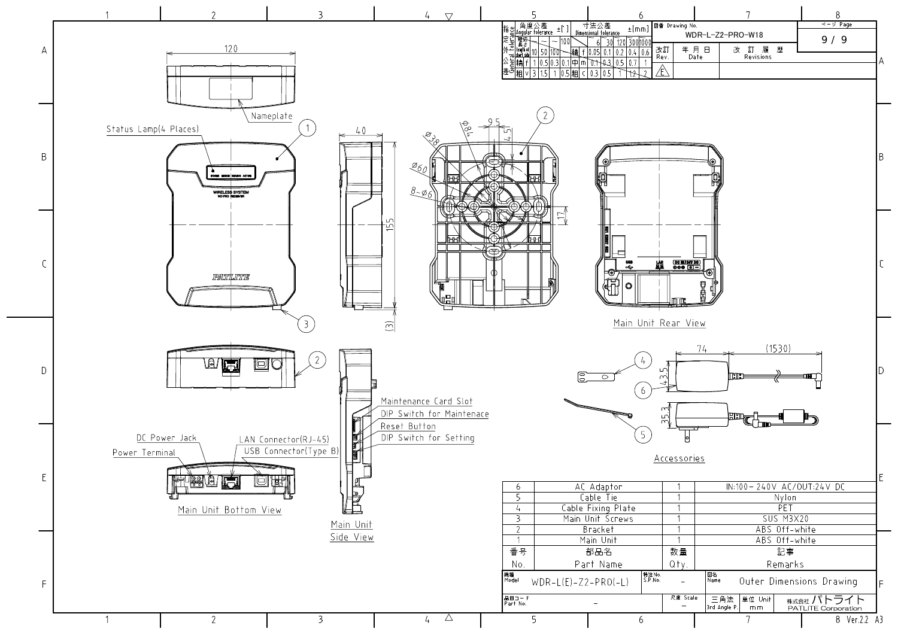Status Lamp(4 Places)

Nameplate

120

40

155

(3)

9.5

4.5

⌀38

⌀84

⌀60

8-⌀6

17

74

(1530)

43.5

35.3

Main Unit Rear View

Maintenance Card Slot

DIP Switch for Maintenace

Reset Button

DIP Switch for Setting

DC Power Jack

Power Terminal

LAN Connector(RJ-45)

USB Connector(Type B)

Main Unit Bottom View

Main Unit Side View

Accessories

| 番号 No. | 部品名 Part Name | 数量 Qty. | 記事 Remarks |
|---|---|---|---|
| 6 | AC Adaptor | 1 | IN:100- 240V AC/OUT:24V DC |
| 5 | Cable Tie | 1 | Nylon |
| 4 | Cable Fixing Plate | 1 | PET |
| 3 | Main Unit Screws | 1 | SUS M3X20 |
| 2 | Bracket | 1 | ABS Off-white |
| 1 | Main Unit | 1 | ABS Off-white |

| | |
|---|---|
| 図番 Drawing No. | WDR-L-Z2-PRO-W18 |
| 機種 Model | WDR-L(E)-Z2-PRO(-L) |
| 特注No. S.P.No. | - |
| 図名 Name | Outer Dimensions Drawing |
| 品目コード Part No. | - |
| 尺度 Scale | - |
| 三角法 3rd Angle P. | |
| 単位 Unit | mm |

株式会社パトライト PATLITE Corporation